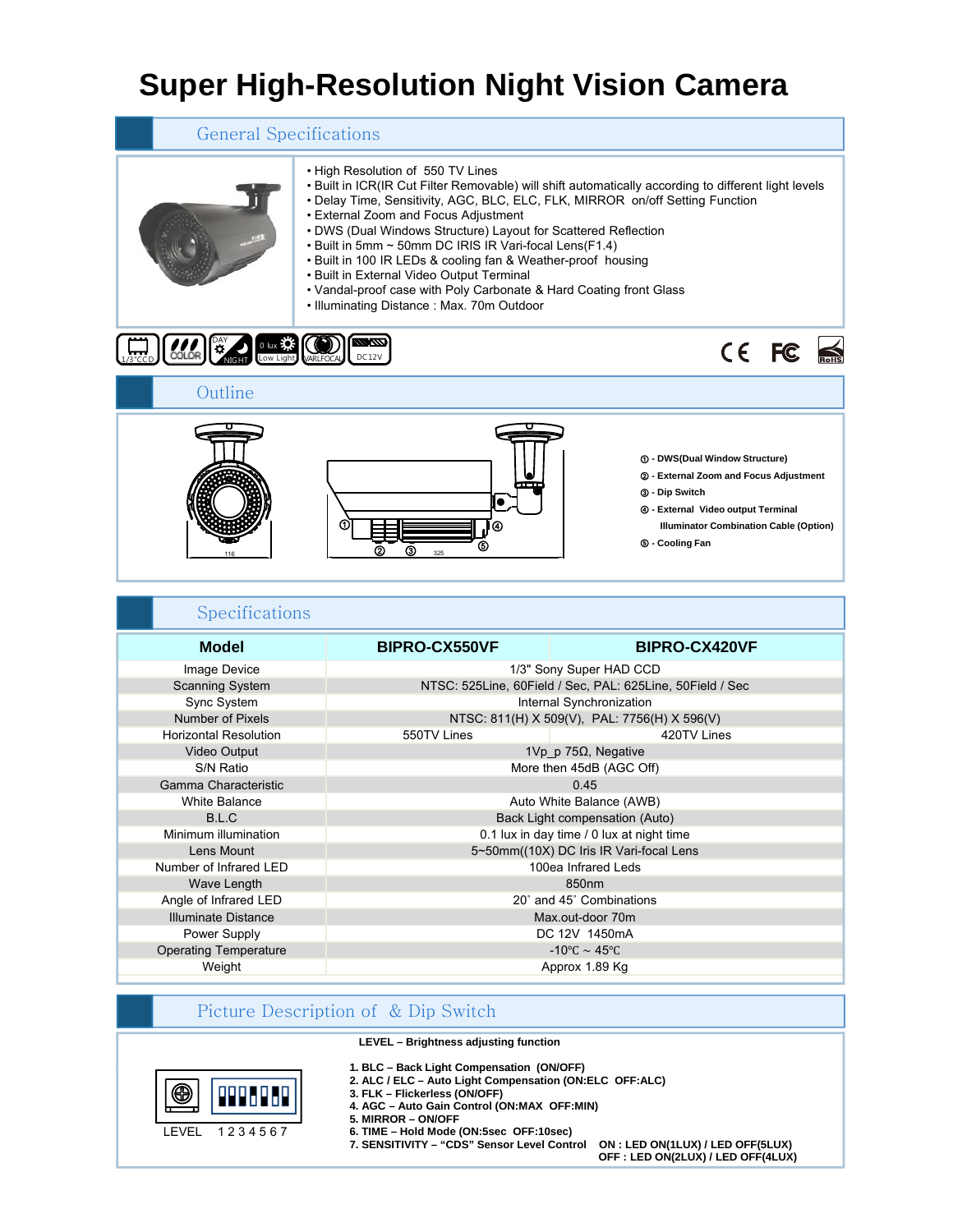# Super High-Resolution Night Vision Camera

## General Specifications

- High Resolution of 550 TV Lines
- Built in ICR(IR Cut Filter Removable) will shift automatically according to different light levels
- Delay Time, Sensitivity, AGC, BLC, ELC, FLK, MIRROR on/off Setting Function
- External Zoom and Focus Adjustment
- DWS (Dual Windows Structure) Layout for Scattered Reflection
- Built in 5mm ~ 50mm DC IRIS IR Vari-focal Lens(F1.4)
- Built in 100 IR LEDs & cooling fan & Weather-proof housing
- Built in External Video Output Terminal
- Vandal-proof case with Poly Carbonate & Hard Coating front Glass
- Illuminating Distance : Max. 70m Outdoor

1/3"CCD | COLOR | DAY NIGHT | 0 lux Low Light | VARI.FOCAL | DC12V

CE FC RoHS

## Outline

116 | 325

① - DWS(Dual Window Structure)
② - External Zoom and Focus Adjustment
③ - Dip Switch
④ - External Video output Terminal
Illuminator Combination Cable (Option)
⑤ - Cooling Fan

## Specifications

| Model | BIPRO-CX550VF | BIPRO-CX420VF |
|---|---|---|
| Image Device | 1/3" Sony Super HAD CCD | |
| Scanning System | NTSC: 525Line, 60Field / Sec, PAL: 625Line, 50Field / Sec | |
| Sync System | Internal Synchronization | |
| Number of Pixels | NTSC: 811(H) X 509(V), PAL: 7756(H) X 596(V) | |
| Horizontal Resolution | 550TV Lines | 420TV Lines |
| Video Output | 1Vp_p 75Ω, Negative | |
| S/N Ratio | More then 45dB (AGC Off) | |
| Gamma Characteristic | 0.45 | |
| White Balance | Auto White Balance (AWB) | |
| B.L.C | Back Light compensation (Auto) | |
| Minimum illumination | 0.1 lux in day time / 0 lux at night time | |
| Lens Mount | 5~50mm((10X) DC Iris IR Vari-focal Lens | |
| Number of Infrared LED | 100ea Infrared Leds | |
| Wave Length | 850nm | |
| Angle of Infrared LED | 20˚ and 45˚ Combinations | |
| Illuminate Distance | Max.out-door 70m | |
| Power Supply | DC 12V 1450mA | |
| Operating Temperature | -10℃ ~ 45℃ | |
| Weight | Approx 1.89 Kg | |

## Picture Description of & Dip Switch

LEVEL 1 2 3 4 5 6 7

**LEVEL – Brightness adjusting function**

**1. BLC – Back Light Compensation (ON/OFF)**
**2. ALC / ELC – Auto Light Compensation (ON:ELC OFF:ALC)**
**3. FLK – Flickerless (ON/OFF)**
**4. AGC – Auto Gain Control (ON:MAX OFF:MIN)**
**5. MIRROR – ON/OFF**
**6. TIME – Hold Mode (ON:5sec OFF:10sec)**
**7. SENSITIVITY – "CDS" Sensor Level Control ON : LED ON(1LUX) / LED OFF(5LUX)**
**OFF : LED ON(2LUX) / LED OFF(4LUX)**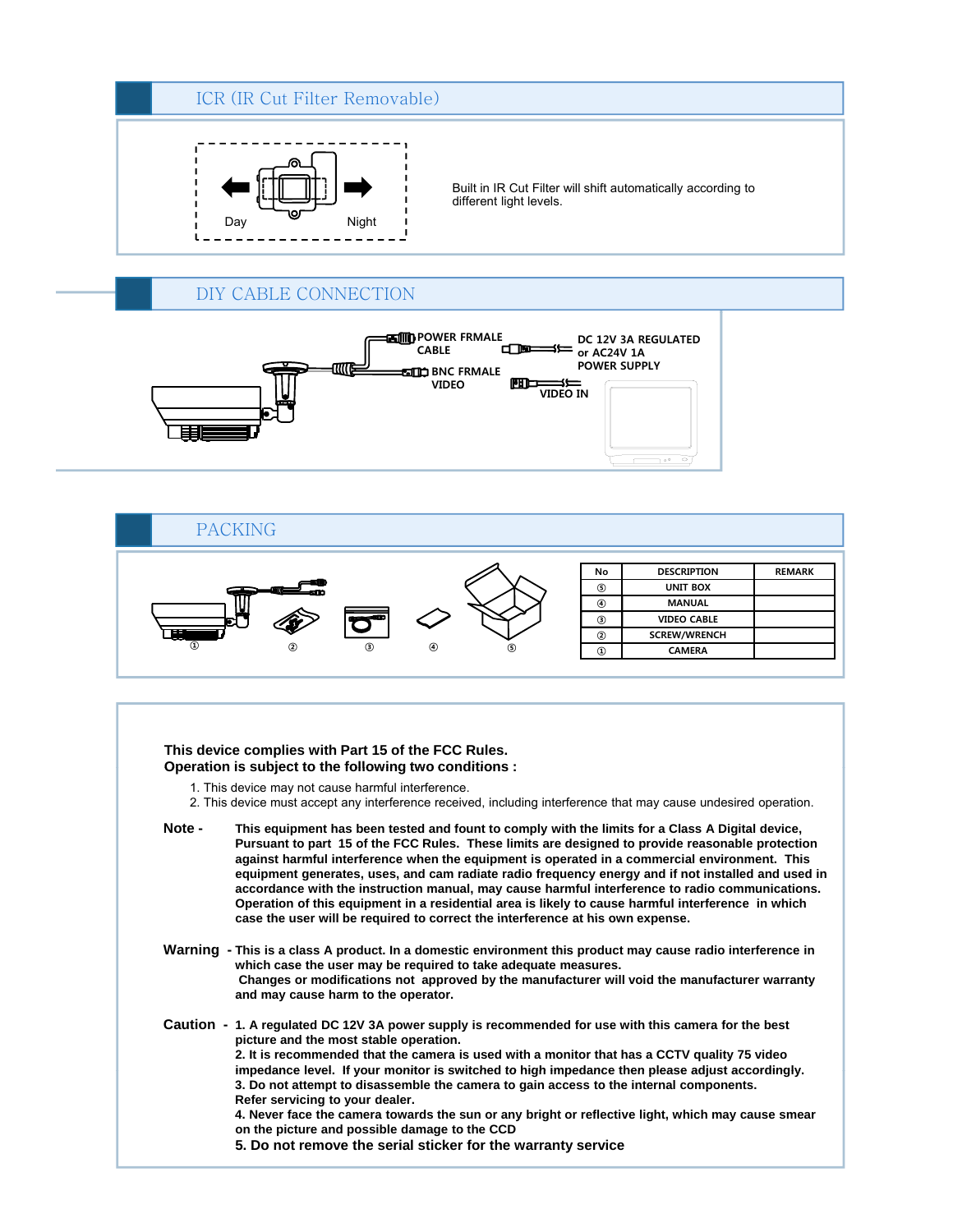## ICR (IR Cut Filter Removable)

Day

Night

Built in IR Cut Filter will shift automatically according to different light levels.

## DIY CABLE CONNECTION

POWER FRMALE CABLE

DC 12V 3A REGULATED or AC24V 1A POWER SUPPLY

BNC FRMALE VIDEO

VIDEO IN

## PACKING

① ② ③ ④ ⑤

| No | DESCRIPTION | REMARK |
|---|---|---|
| ⑤ | UNIT BOX | |
| ④ | MANUAL | |
| ③ | VIDEO CABLE | |
| ② | SCREW/WRENCH | |
| ① | CAMERA | |

**This device complies with Part 15 of the FCC Rules.**
**Operation is subject to the following two conditions :**

1. This device may not cause harmful interference.
2. This device must accept any interference received, including interference that may cause undesired operation.

**Note -** **This equipment has been tested and fount to comply with the limits for a Class A Digital device, Pursuant to part 15 of the FCC Rules. These limits are designed to provide reasonable protection against harmful interference when the equipment is operated in a commercial environment. This equipment generates, uses, and cam radiate radio frequency energy and if not installed and used in accordance with the instruction manual, may cause harmful interference to radio communications. Operation of this equipment in a residential area is likely to cause harmful interference in which case the user will be required to correct the interference at his own expense.**

**Warning - This is a class A product. In a domestic environment this product may cause radio interference in which case the user may be required to take adequate measures.**
**Changes or modifications not approved by the manufacturer will void the manufacturer warranty and may cause harm to the operator.**

**Caution - 1. A regulated DC 12V 3A power supply is recommended for use with this camera for the best picture and the most stable operation.**
**2. It is recommended that the camera is used with a monitor that has a CCTV quality 75 video impedance level. If your monitor is switched to high impedance then please adjust accordingly.**
**3. Do not attempt to disassemble the camera to gain access to the internal components. Refer servicing to your dealer.**
**4. Never face the camera towards the sun or any bright or reflective light, which may cause smear on the picture and possible damage to the CCD**
**5. Do not remove the serial sticker for the warranty service**